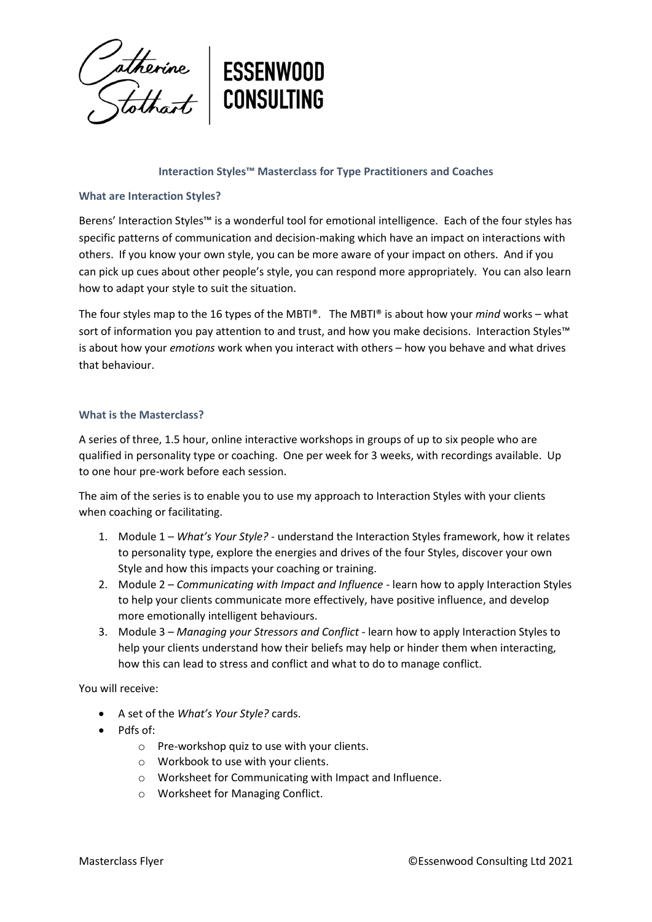Catherine Stothart | ESSENWOOD CONSULTING

## Interaction Styles™ Masterclass for Type Practitioners and Coaches

### What are Interaction Styles?

Berens' Interaction Styles™ is a wonderful tool for emotional intelligence. Each of the four styles has specific patterns of communication and decision-making which have an impact on interactions with others. If you know your own style, you can be more aware of your impact on others. And if you can pick up cues about other people's style, you can respond more appropriately. You can also learn how to adapt your style to suit the situation.

The four styles map to the 16 types of the MBTI®. The MBTI® is about how your *mind* works – what sort of information you pay attention to and trust, and how you make decisions. Interaction Styles™ is about how your *emotions* work when you interact with others – how you behave and what drives that behaviour.

### What is the Masterclass?

A series of three, 1.5 hour, online interactive workshops in groups of up to six people who are qualified in personality type or coaching. One per week for 3 weeks, with recordings available. Up to one hour pre-work before each session.

The aim of the series is to enable you to use my approach to Interaction Styles with your clients when coaching or facilitating.

1. Module 1 – *What's Your Style?* - understand the Interaction Styles framework, how it relates to personality type, explore the energies and drives of the four Styles, discover your own Style and how this impacts your coaching or training.
2. Module 2 – *Communicating with Impact and Influence* - learn how to apply Interaction Styles to help your clients communicate more effectively, have positive influence, and develop more emotionally intelligent behaviours.
3. Module 3 – *Managing your Stressors and Conflict* - learn how to apply Interaction Styles to help your clients understand how their beliefs may help or hinder them when interacting, how this can lead to stress and conflict and what to do to manage conflict.

You will receive:

- A set of the *What's Your Style?* cards.
- Pdfs of:
    - Pre-workshop quiz to use with your clients.
    - Workbook to use with your clients.
    - Worksheet for Communicating with Impact and Influence.
    - Worksheet for Managing Conflict.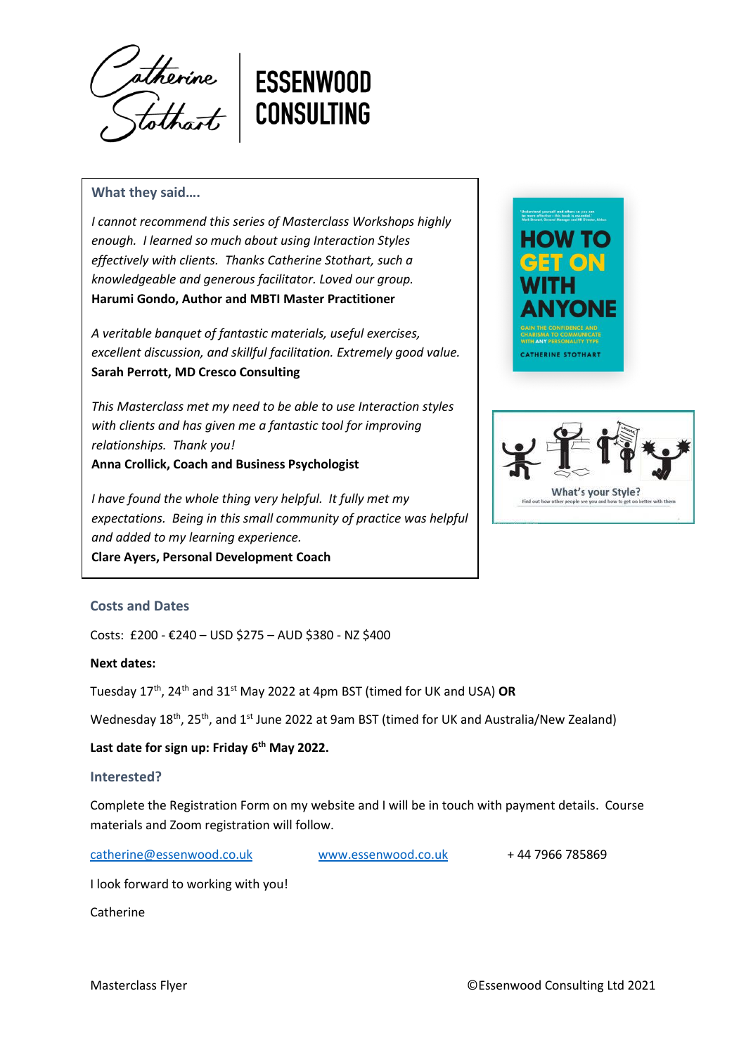Catherine Stothart | ESSENWOOD CONSULTING

### What they said….

*I cannot recommend this series of Masterclass Workshops highly enough. I learned so much about using Interaction Styles effectively with clients. Thanks Catherine Stothart, such a knowledgeable and generous facilitator. Loved our group.*
**Harumi Gondo, Author and MBTI Master Practitioner**

*A veritable banquet of fantastic materials, useful exercises, excellent discussion, and skillful facilitation. Extremely good value.*
**Sarah Perrott, MD Cresco Consulting**

*This Masterclass met my need to be able to use Interaction styles with clients and has given me a fantastic tool for improving relationships. Thank you!*
**Anna Crollick, Coach and Business Psychologist**

*I have found the whole thing very helpful. It fully met my expectations. Being in this small community of practice was helpful and added to my learning experience.*
**Clare Ayers, Personal Development Coach**

### Costs and Dates

Costs: £200 - €240 – USD $275 – AUD $380 - NZ $400

**Next dates:**

Tuesday 17th, 24th and 31st May 2022 at 4pm BST (timed for UK and USA) **OR**

Wednesday 18th, 25th, and 1st June 2022 at 9am BST (timed for UK and Australia/New Zealand)

**Last date for sign up: Friday 6th May 2022.**

### Interested?

Complete the Registration Form on my website and I will be in touch with payment details. Course materials and Zoom registration will follow.

catherine@essenwood.co.uk www.essenwood.co.uk + 44 7966 785869

I look forward to working with you!

Catherine